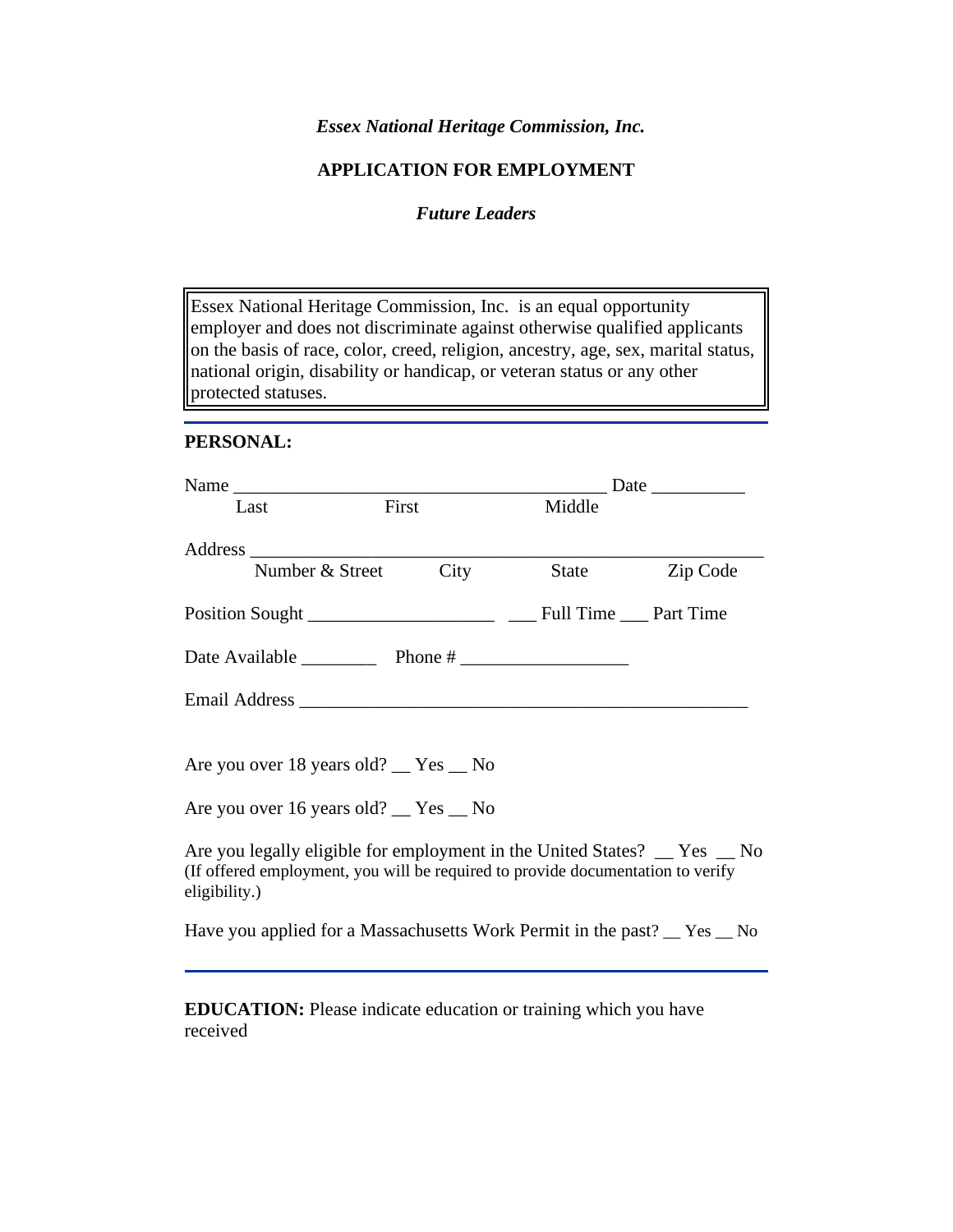***Essex National Heritage Commission, Inc.***

**APPLICATION FOR EMPLOYMENT**

***Future Leaders***

> Essex National Heritage Commission, Inc. is an equal opportunity employer and does not discriminate against otherwise qualified applicants on the basis of race, color, creed, religion, ancestry, age, sex, marital status, national origin, disability or handicap, or veteran status or any other protected statuses.

---

**PERSONAL:**

Name ________________________________________ Date __________
Last First Middle

Address ________________________________________________________
Number & Street City State Zip Code

Position Sought ____________________ ___ Full Time ___ Part Time

Date Available ________ Phone # __________________

Email Address ________________________________________________

Are you over 18 years old? __ Yes __ No

Are you over 16 years old? __ Yes __ No

Are you legally eligible for employment in the United States? __ Yes __ No
(If offered employment, you will be required to provide documentation to verify eligibility.)

Have you applied for a Massachusetts Work Permit in the past? __ Yes __ No

---

**EDUCATION:** Please indicate education or training which you have received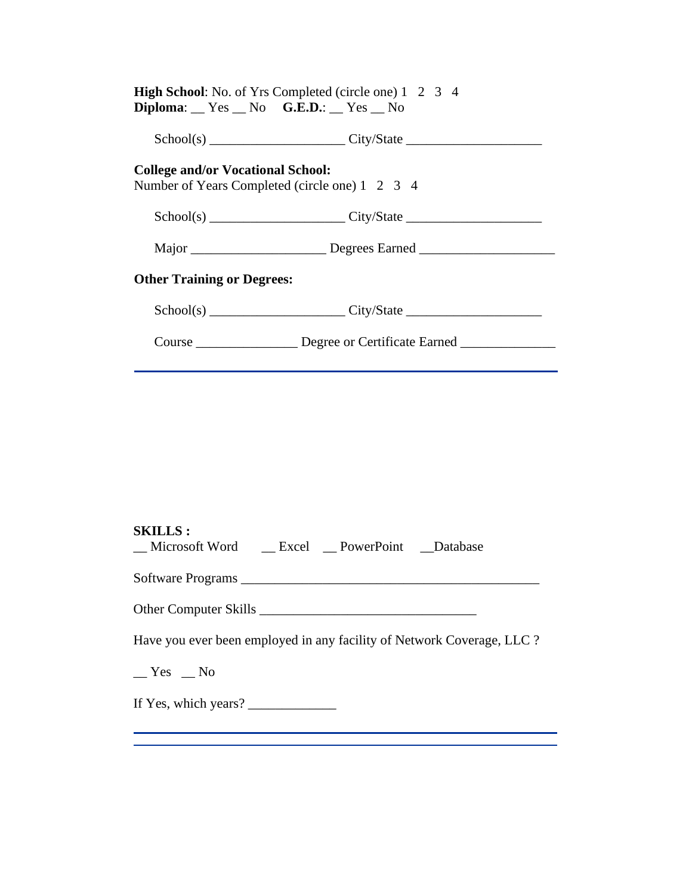**High School**: No. of Yrs Completed (circle one) 1 2 3 4
**Diploma**: __ Yes __ No **G.E.D.**: __ Yes __ No

School(s) ____________________ City/State ____________________

**College and/or Vocational School:**
Number of Years Completed (circle one) 1 2 3 4

School(s) ____________________ City/State ____________________

Major ____________________ Degrees Earned ____________________

**Other Training or Degrees:**

School(s) ____________________ City/State ____________________

Course _______________ Degree or Certificate Earned ______________

---

**SKILLS :**
__ Microsoft Word __ Excel __ PowerPoint __Database

Software Programs _____________________________________________

Other Computer Skills ________________________________

Have you ever been employed in any facility of Network Coverage, LLC ?

__ Yes __ No

If Yes, which years? _____________

---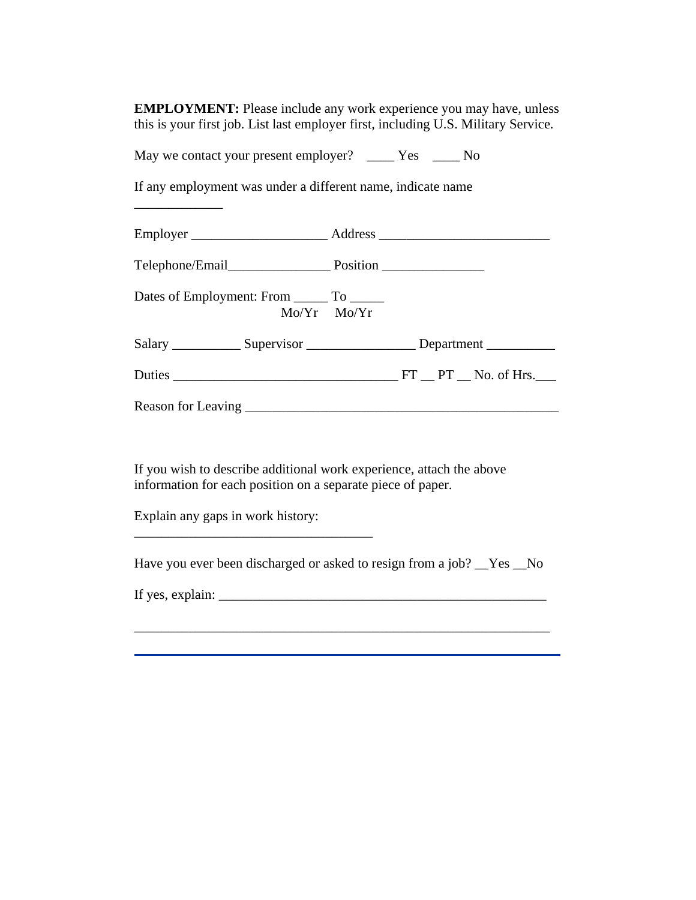**EMPLOYMENT:** Please include any work experience you may have, unless this is your first job. List last employer first, including U.S. Military Service.

May we contact your present employer? ____ Yes ____ No

If any employment was under a different name, indicate name _____________

Employer ____________________ Address _________________________

Telephone/Email_______________ Position _______________

Dates of Employment: From _____ To _____
Mo/Yr Mo/Yr

Salary __________ Supervisor ________________ Department __________

Duties ________________________________ FT __ PT __ No. of Hrs.___

Reason for Leaving ______________________________________________

If you wish to describe additional work experience, attach the above information for each position on a separate piece of paper.

Explain any gaps in work history: ___________________________________

Have you ever been discharged or asked to resign from a job? __Yes __No

If yes, explain: _________________________________________________

_______________________________________________________________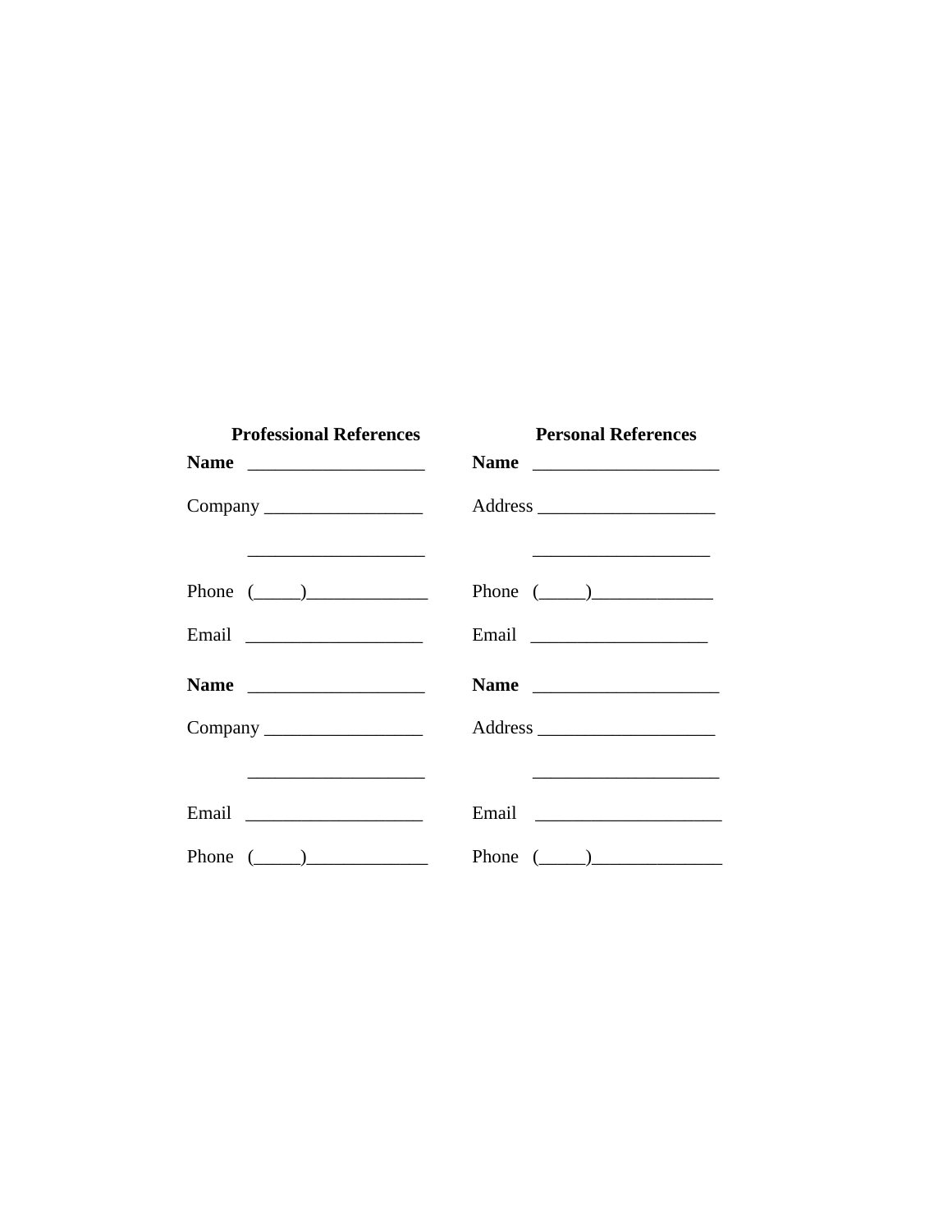| **Professional References** | **Personal References** |
| --- | --- |
| **Name** ___________________ | **Name** ____________________ |
| Company _________________ | Address ___________________ |
| ___________________ | ___________________ |
| Phone (_____)_____________ | Phone (_____)_____________ |
| Email ___________________ | Email ___________________ |
| **Name** ___________________ | **Name** ____________________ |
| Company _________________ | Address ___________________ |
| ___________________ | ____________________ |
| Email ___________________ | Email ____________________ |
| Phone (_____)_____________ | Phone (_____)______________ |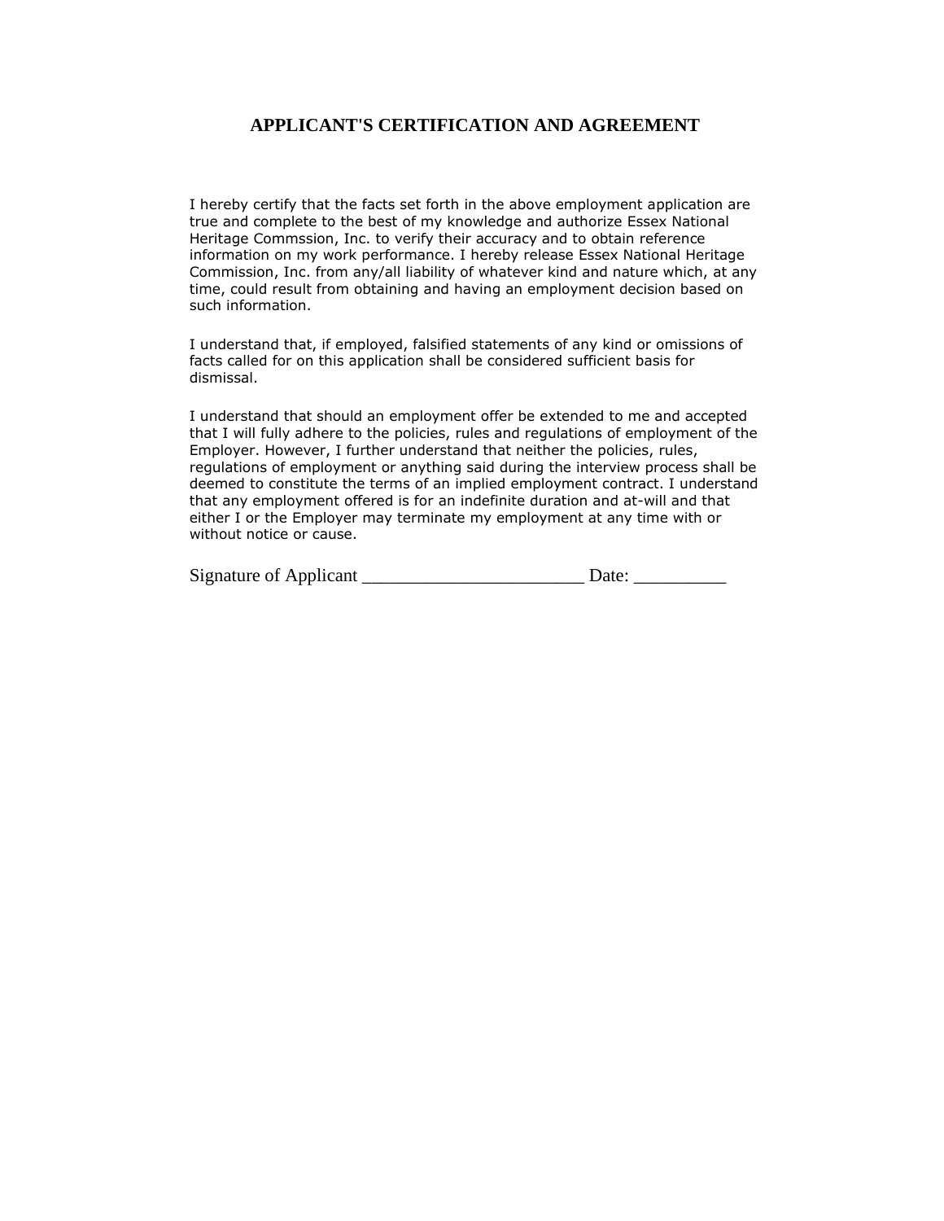# APPLICANT'S CERTIFICATION AND AGREEMENT

I hereby certify that the facts set forth in the above employment application are true and complete to the best of my knowledge and authorize Essex National Heritage Commssion, Inc. to verify their accuracy and to obtain reference information on my work performance. I hereby release Essex National Heritage Commission, Inc. from any/all liability of whatever kind and nature which, at any time, could result from obtaining and having an employment decision based on such information.

I understand that, if employed, falsified statements of any kind or omissions of facts called for on this application shall be considered sufficient basis for dismissal.

I understand that should an employment offer be extended to me and accepted that I will fully adhere to the policies, rules and regulations of employment of the Employer. However, I further understand that neither the policies, rules, regulations of employment or anything said during the interview process shall be deemed to constitute the terms of an implied employment contract. I understand that any employment offered is for an indefinite duration and at-will and that either I or the Employer may terminate my employment at any time with or without notice or cause.

Signature of Applicant ________________________ Date: __________